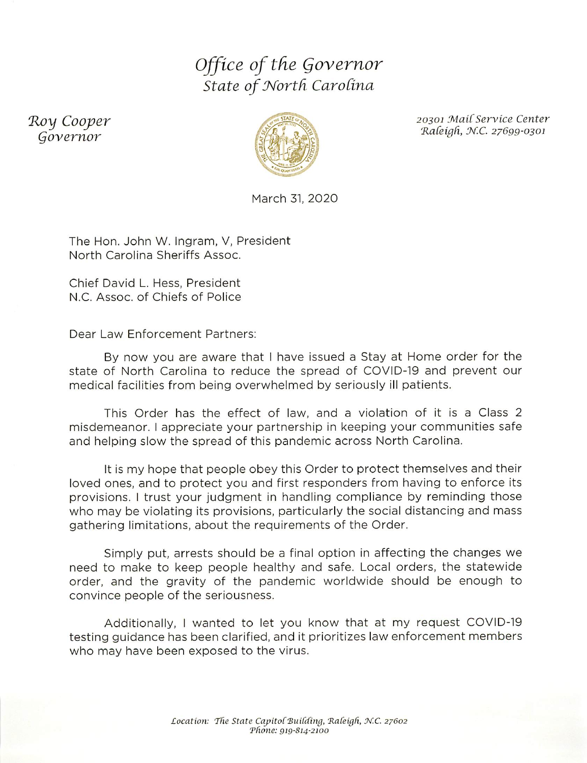# *Office of the Governor*
## *State of North Carolina*

*Roy Cooper*
*Governor*

*20301 Mail Service Center*
*Raleigh, N.C. 27699-0301*

March 31, 2020

The Hon. John W. Ingram, V, President
North Carolina Sheriffs Assoc.

Chief David L. Hess, President
N.C. Assoc. of Chiefs of Police

Dear Law Enforcement Partners:

By now you are aware that I have issued a Stay at Home order for the state of North Carolina to reduce the spread of COVID-19 and prevent our medical facilities from being overwhelmed by seriously ill patients.

This Order has the effect of law, and a violation of it is a Class 2 misdemeanor. I appreciate your partnership in keeping your communities safe and helping slow the spread of this pandemic across North Carolina.

It is my hope that people obey this Order to protect themselves and their loved ones, and to protect you and first responders from having to enforce its provisions. I trust your judgment in handling compliance by reminding those who may be violating its provisions, particularly the social distancing and mass gathering limitations, about the requirements of the Order.

Simply put, arrests should be a final option in affecting the changes we need to make to keep people healthy and safe. Local orders, the statewide order, and the gravity of the pandemic worldwide should be enough to convince people of the seriousness.

Additionally, I wanted to let you know that at my request COVID-19 testing guidance has been clarified, and it prioritizes law enforcement members who may have been exposed to the virus.

*Location: The State Capitol Building, Raleigh, N.C. 27602*
*Phone: 919-814-2100*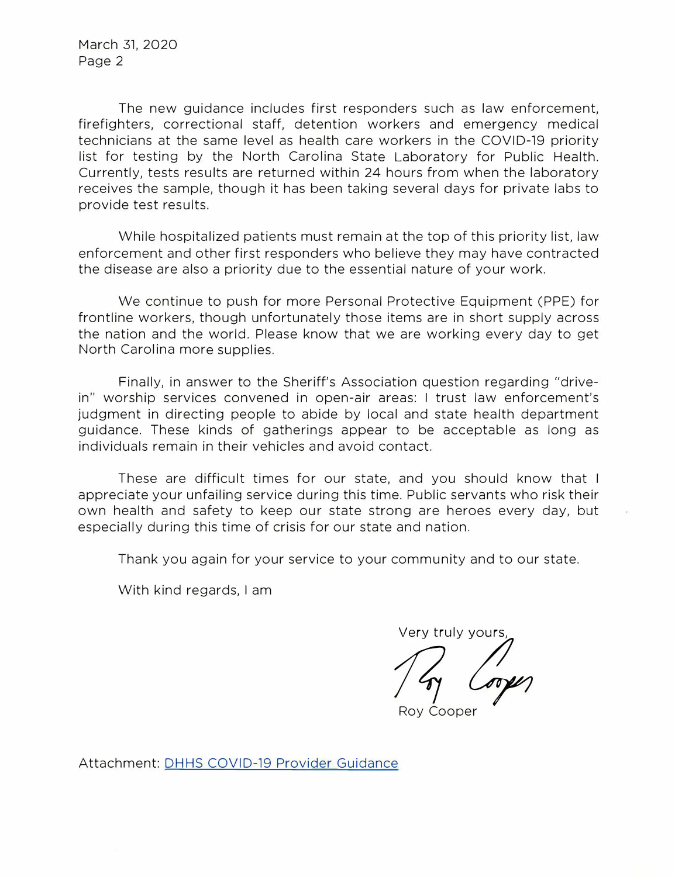The new guidance includes first responders such as law enforcement, firefighters, correctional staff, detention workers and emergency medical technicians at the same level as health care workers in the COVID-19 priority list for testing by the North Carolina State Laboratory for Public Health. Currently, tests results are returned within 24 hours from when the laboratory receives the sample, though it has been taking several days for private labs to provide test results.

While hospitalized patients must remain at the top of this priority list, law enforcement and other first responders who believe they may have contracted the disease are also a priority due to the essential nature of your work.

We continue to push for more Personal Protective Equipment (PPE) for frontline workers, though unfortunately those items are in short supply across the nation and the world. Please know that we are working every day to get North Carolina more supplies.

Finally, in answer to the Sheriff's Association question regarding "drive-in" worship services convened in open-air areas: I trust law enforcement's judgment in directing people to abide by local and state health department guidance. These kinds of gatherings appear to be acceptable as long as individuals remain in their vehicles and avoid contact.

These are difficult times for our state, and you should know that I appreciate your unfailing service during this time. Public servants who risk their own health and safety to keep our state strong are heroes every day, but especially during this time of crisis for our state and nation.

Thank you again for your service to your community and to our state.

With kind regards, I am

Very truly yours,

Roy Cooper

Attachment: DHHS COVID-19 Provider Guidance